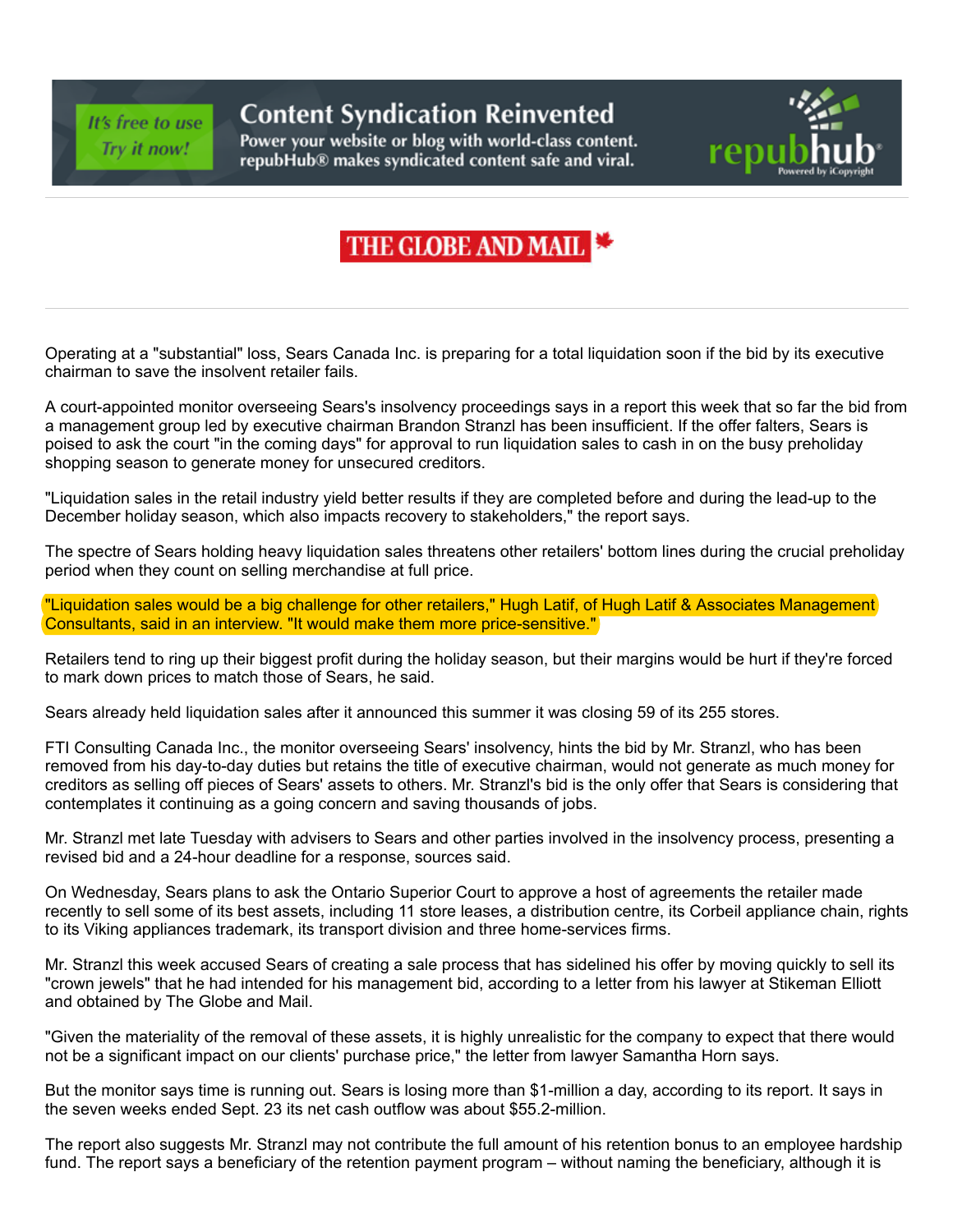Operating at a "substantial" loss, Sears Canada Inc. is preparing for a total liquidation soon if the bid by its executive chairman to save the insolvent retailer fails.

A court-appointed monitor overseeing Sears's insolvency proceedings says in a report this week that so far the bid from a management group led by executive chairman Brandon Stranzl has been insufficient. If the offer falters, Sears is poised to ask the court "in the coming days" for approval to run liquidation sales to cash in on the busy preholiday shopping season to generate money for unsecured creditors.

"Liquidation sales in the retail industry yield better results if they are completed before and during the lead-up to the December holiday season, which also impacts recovery to stakeholders," the report says.

The spectre of Sears holding heavy liquidation sales threatens other retailers' bottom lines during the crucial preholiday period when they count on selling merchandise at full price.

"Liquidation sales would be a big challenge for other retailers," Hugh Latif, of Hugh Latif & Associates Management Consultants, said in an interview. "It would make them more price-sensitive."

Retailers tend to ring up their biggest profit during the holiday season, but their margins would be hurt if they're forced to mark down prices to match those of Sears, he said.

Sears already held liquidation sales after it announced this summer it was closing 59 of its 255 stores.

FTI Consulting Canada Inc., the monitor overseeing Sears' insolvency, hints the bid by Mr. Stranzl, who has been removed from his day-to-day duties but retains the title of executive chairman, would not generate as much money for creditors as selling off pieces of Sears' assets to others. Mr. Stranzl's bid is the only offer that Sears is considering that contemplates it continuing as a going concern and saving thousands of jobs.

Mr. Stranzl met late Tuesday with advisers to Sears and other parties involved in the insolvency process, presenting a revised bid and a 24-hour deadline for a response, sources said.

On Wednesday, Sears plans to ask the Ontario Superior Court to approve a host of agreements the retailer made recently to sell some of its best assets, including 11 store leases, a distribution centre, its Corbeil appliance chain, rights to its Viking appliances trademark, its transport division and three home-services firms.

Mr. Stranzl this week accused Sears of creating a sale process that has sidelined his offer by moving quickly to sell its "crown jewels" that he had intended for his management bid, according to a letter from his lawyer at Stikeman Elliott and obtained by The Globe and Mail.

"Given the materiality of the removal of these assets, it is highly unrealistic for the company to expect that there would not be a significant impact on our clients' purchase price," the letter from lawyer Samantha Horn says.

But the monitor says time is running out. Sears is losing more than $1-million a day, according to its report. It says in the seven weeks ended Sept. 23 its net cash outflow was about $55.2-million.

The report also suggests Mr. Stranzl may not contribute the full amount of his retention bonus to an employee hardship fund. The report says a beneficiary of the retention payment program – without naming the beneficiary, although it is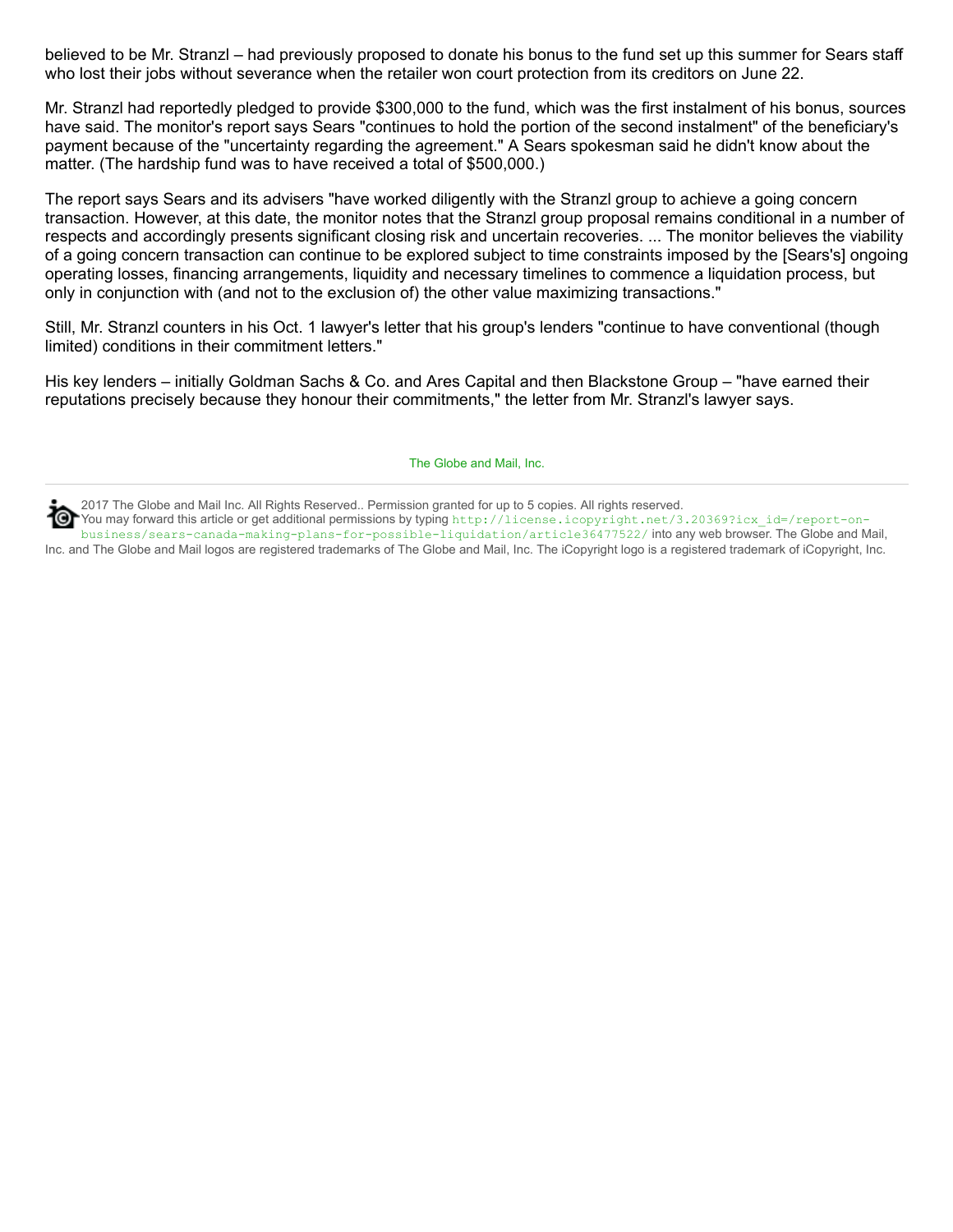believed to be Mr. Stranzl – had previously proposed to donate his bonus to the fund set up this summer for Sears staff who lost their jobs without severance when the retailer won court protection from its creditors on June 22.

Mr. Stranzl had reportedly pledged to provide $300,000 to the fund, which was the first instalment of his bonus, sources have said. The monitor's report says Sears "continues to hold the portion of the second instalment" of the beneficiary's payment because of the "uncertainty regarding the agreement." A Sears spokesman said he didn't know about the matter. (The hardship fund was to have received a total of $500,000.)

The report says Sears and its advisers "have worked diligently with the Stranzl group to achieve a going concern transaction. However, at this date, the monitor notes that the Stranzl group proposal remains conditional in a number of respects and accordingly presents significant closing risk and uncertain recoveries. ... The monitor believes the viability of a going concern transaction can continue to be explored subject to time constraints imposed by the [Sears's] ongoing operating losses, financing arrangements, liquidity and necessary timelines to commence a liquidation process, but only in conjunction with (and not to the exclusion of) the other value maximizing transactions."

Still, Mr. Stranzl counters in his Oct. 1 lawyer's letter that his group's lenders "continue to have conventional (though limited) conditions in their commitment letters."

His key lenders – initially Goldman Sachs & Co. and Ares Capital and then Blackstone Group – "have earned their reputations precisely because they honour their commitments," the letter from Mr. Stranzl's lawyer says.

The Globe and Mail, Inc.

2017 The Globe and Mail Inc. All Rights Reserved.. Permission granted for up to 5 copies. All rights reserved.
You may forward this article or get additional permissions by typing http://license.icopyright.net/3.20369?icx_id=/report-on-business/sears-canada-making-plans-for-possible-liquidation/article36477522/ into any web browser. The Globe and Mail, Inc. and The Globe and Mail logos are registered trademarks of The Globe and Mail, Inc. The iCopyright logo is a registered trademark of iCopyright, Inc.